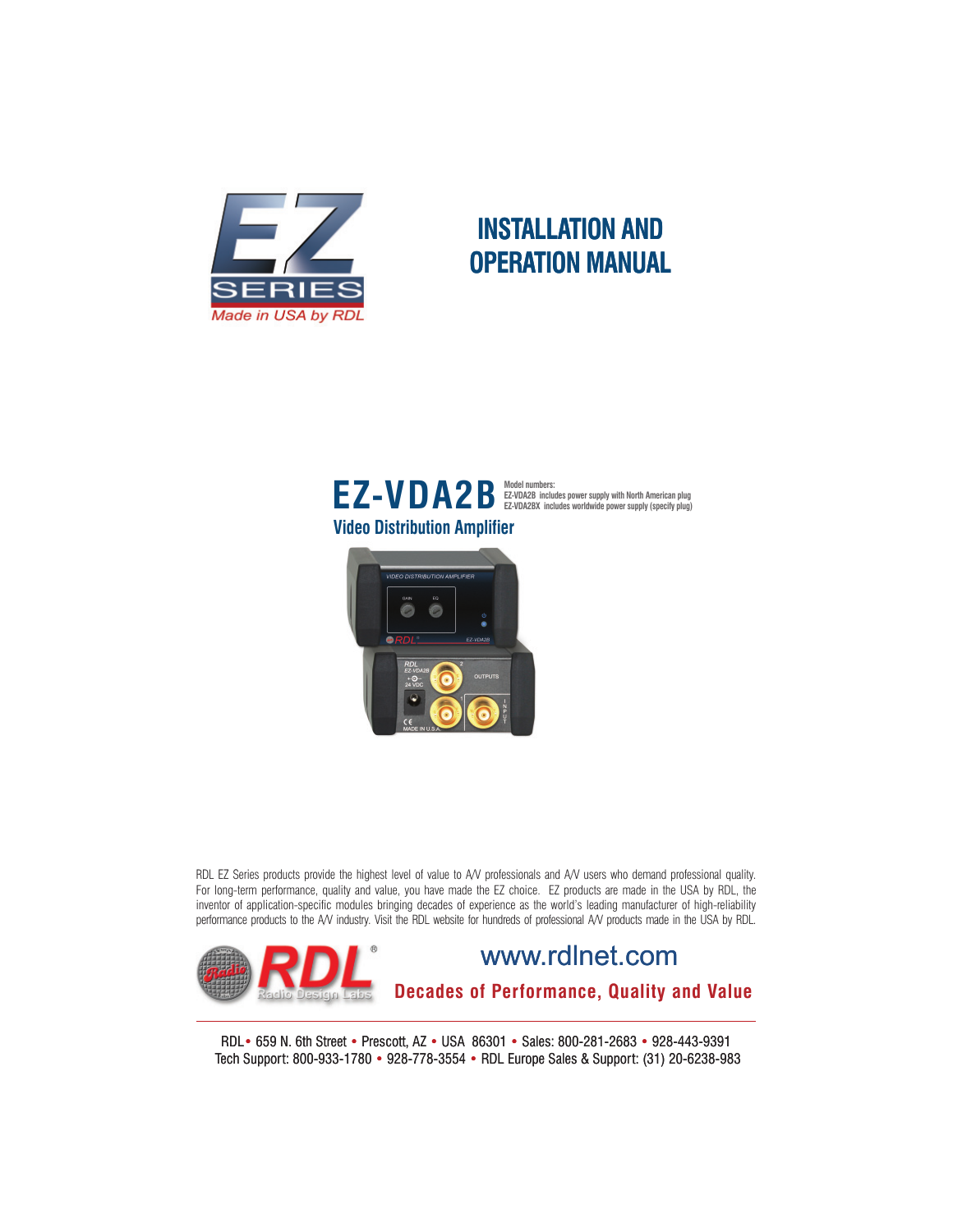EZ SERIES

*Made in USA by RDL*

# INSTALLATION AND OPERATION MANUAL

# EZ-VDA2B

Model numbers:
EZ-VDA2B includes power supply with North American plug
EZ-VDA2BX includes worldwide power supply (specify plug)

## Video Distribution Amplifier

RDL EZ Series products provide the highest level of value to A/V professionals and A/V users who demand professional quality. For long-term performance, quality and value, you have made the EZ choice. EZ products are made in the USA by RDL, the inventor of application-specific modules bringing decades of experience as the world's leading manufacturer of high-reliability performance products to the A/V industry. Visit the RDL website for hundreds of professional A/V products made in the USA by RDL.

RDL® Radio Design Labs

www.rdlnet.com

**Decades of Performance, Quality and Value**

RDL• 659 N. 6th Street • Prescott, AZ • USA 86301 • Sales: 800-281-2683 • 928-443-9391
Tech Support: 800-933-1780 • 928-778-3554 • RDL Europe Sales & Support: (31) 20-6238-983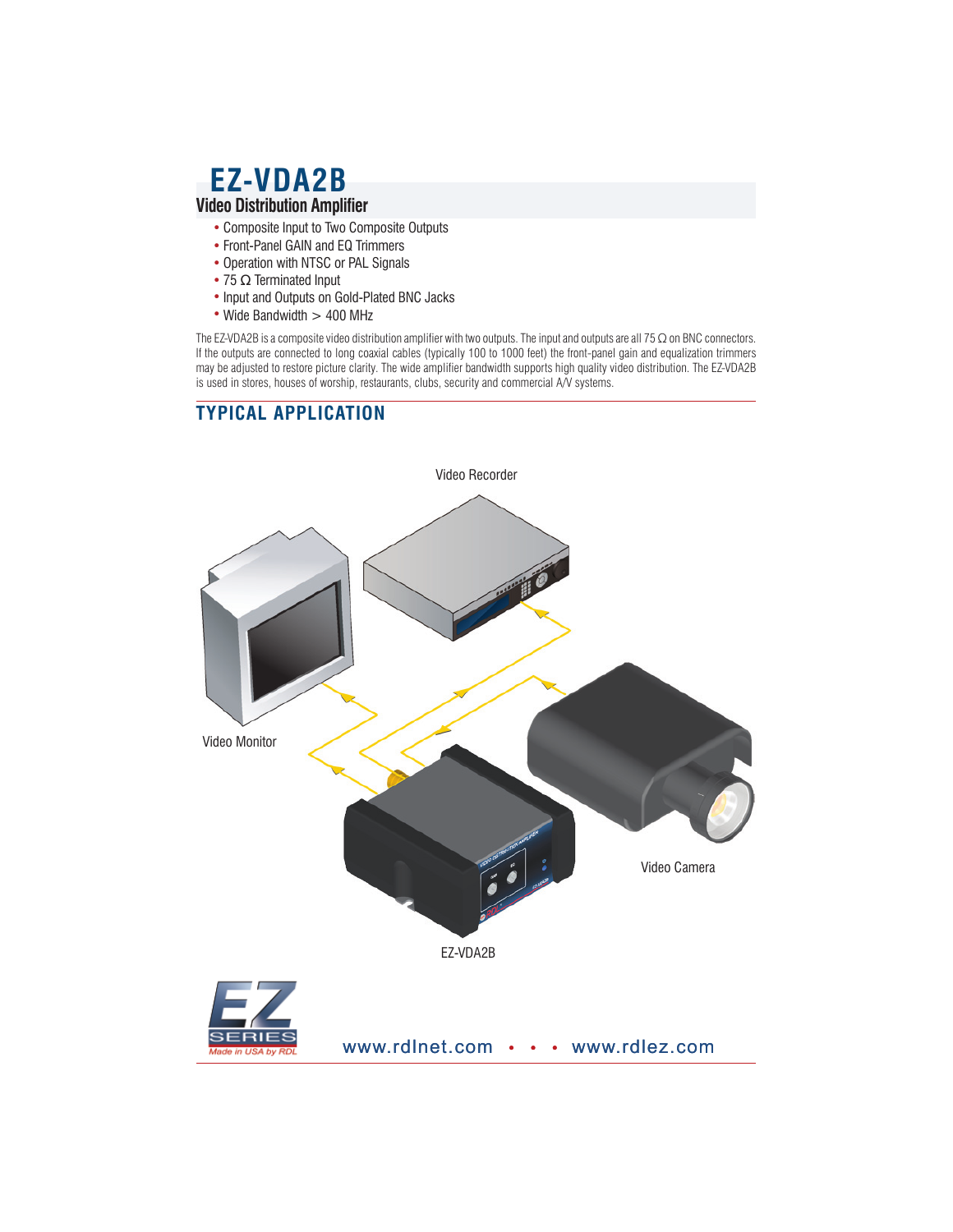# EZ-VDA2B

## Video Distribution Amplifier

- Composite Input to Two Composite Outputs
- Front-Panel GAIN and EQ Trimmers
- Operation with NTSC or PAL Signals
- 75 Ω Terminated Input
- Input and Outputs on Gold-Plated BNC Jacks
- Wide Bandwidth > 400 MHz

The EZ-VDA2B is a composite video distribution amplifier with two outputs. The input and outputs are all 75 Ω on BNC connectors. If the outputs are connected to long coaxial cables (typically 100 to 1000 feet) the front-panel gain and equalization trimmers may be adjusted to restore picture clarity. The wide amplifier bandwidth supports high quality video distribution. The EZ-VDA2B is used in stores, houses of worship, restaurants, clubs, security and commercial A/V systems.

## TYPICAL APPLICATION

Video Recorder

Video Monitor

Video Camera

EZ-VDA2B

www.rdlnet.com • • • www.rdlez.com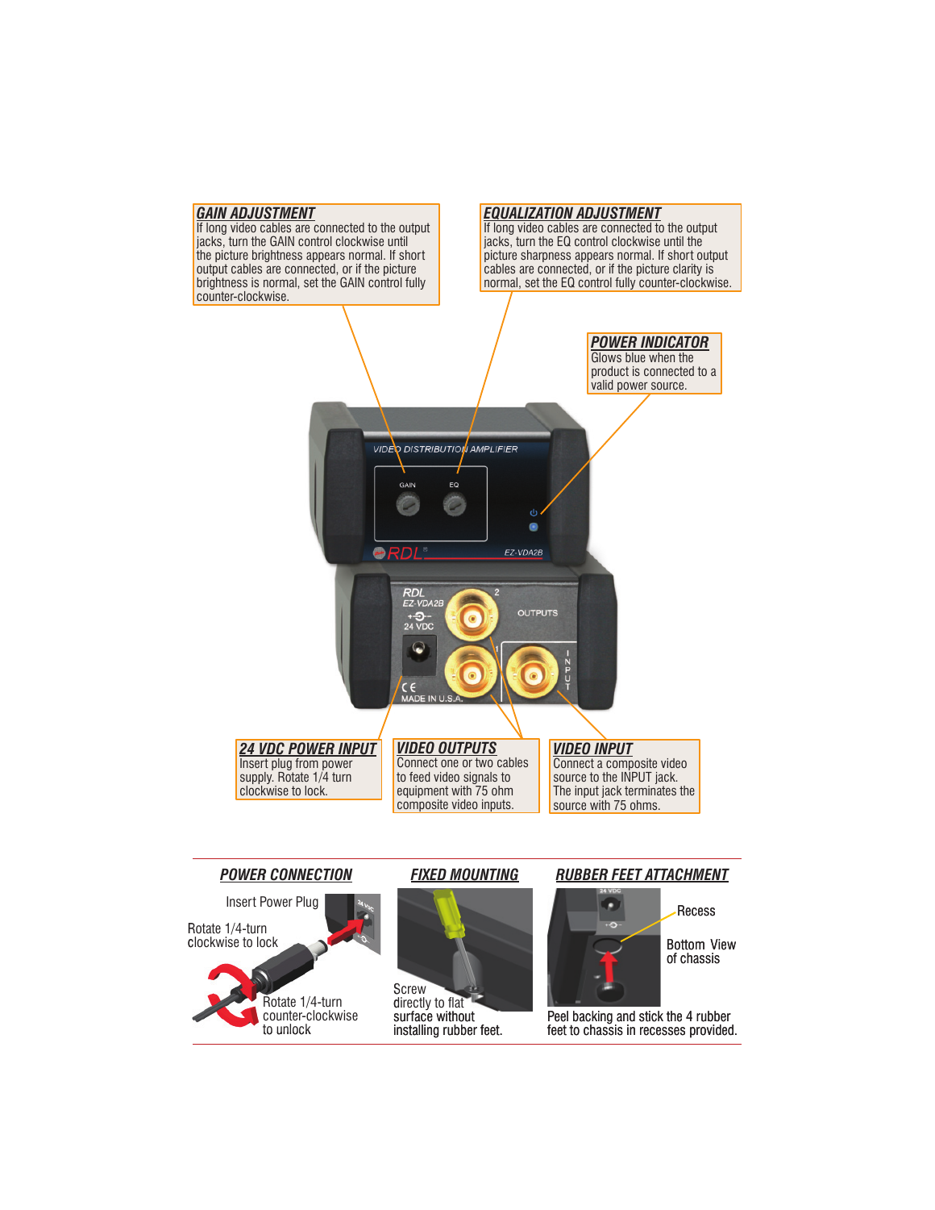## GAIN ADJUSTMENT

If long video cables are connected to the output jacks, turn the GAIN control clockwise until the picture brightness appears normal. If short output cables are connected, or if the picture brightness is normal, set the GAIN control fully counter-clockwise.

## EQUALIZATION ADJUSTMENT

If long video cables are connected to the output jacks, turn the EQ control clockwise until the picture sharpness appears normal. If short output cables are connected, or if the picture clarity is normal, set the EQ control fully counter-clockwise.

## POWER INDICATOR

Glows blue when the product is connected to a valid power source.

## 24 VDC POWER INPUT

Insert plug from power supply. Rotate 1/4 turn clockwise to lock.

## VIDEO OUTPUTS

Connect one or two cables to feed video signals to equipment with 75 ohm composite video inputs.

## VIDEO INPUT

Connect a composite video source to the INPUT jack. The input jack terminates the source with 75 ohms.

## POWER CONNECTION

Insert Power Plug

Rotate 1/4-turn clockwise to lock

Rotate 1/4-turn counter-clockwise to unlock

## FIXED MOUNTING

Screw directly to flat surface without installing rubber feet.

## RUBBER FEET ATTACHMENT

Recess

Bottom View of chassis

Peel backing and stick the 4 rubber feet to chassis in recesses provided.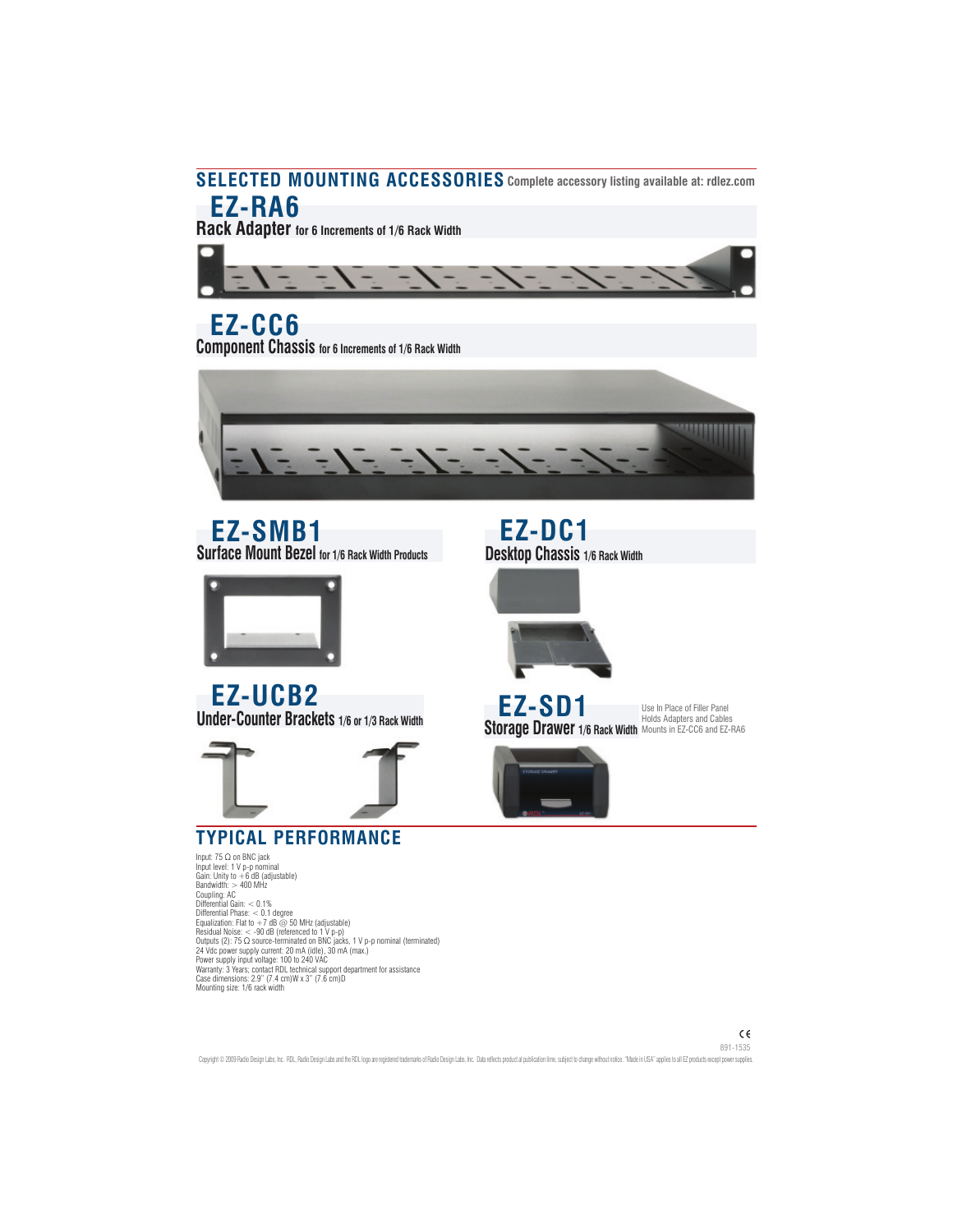## SELECTED MOUNTING ACCESSORIES

Complete accessory listing available at: rdlez.com

### EZ-RA6

**Rack Adapter** for 6 Increments of 1/6 Rack Width

### EZ-CC6

**Component Chassis** for 6 Increments of 1/6 Rack Width

### EZ-SMB1

**Surface Mount Bezel** for 1/6 Rack Width Products

### EZ-DC1

**Desktop Chassis** 1/6 Rack Width

### EZ-UCB2

**Under-Counter Brackets** 1/6 or 1/3 Rack Width

### EZ-SD1

**Storage Drawer** 1/6 Rack Width

Use In Place of Filler Panel
Holds Adapters and Cables
Mounts in EZ-CC6 and EZ-RA6

## TYPICAL PERFORMANCE

Input: 75 Ω on BNC jack
Input level: 1 V p-p nominal
Gain: Unity to +6 dB (adjustable)
Bandwidth: > 400 MHz
Coupling: AC
Differential Gain: < 0.1%
Differential Phase: < 0.1 degree
Equalization: Flat to +7 dB @ 50 MHz (adjustable)
Residual Noise: < -90 dB (referenced to 1 V p-p)
Outputs (2): 75 Ω source-terminated on BNC jacks, 1 V p-p nominal (terminated)
24 Vdc power supply current: 20 mA (idle), 30 mA (max.)
Power supply input voltage: 100 to 240 VAC
Warranty: 3 Years; contact RDL technical support department for assistance
Case dimensions: 2.9" (7.4 cm)W x 3" (7.6 cm)D
Mounting size: 1/6 rack width

CE

891-1535

Copyright © 2009 Radio Design Labs, Inc. RDL, Radio Design Labs and the RDL logo are registered trademarks of Radio Design Labs, Inc. Data reflects product at publication time, subject to change without notice. "Made in USA" applies to all EZ products except power supplies.